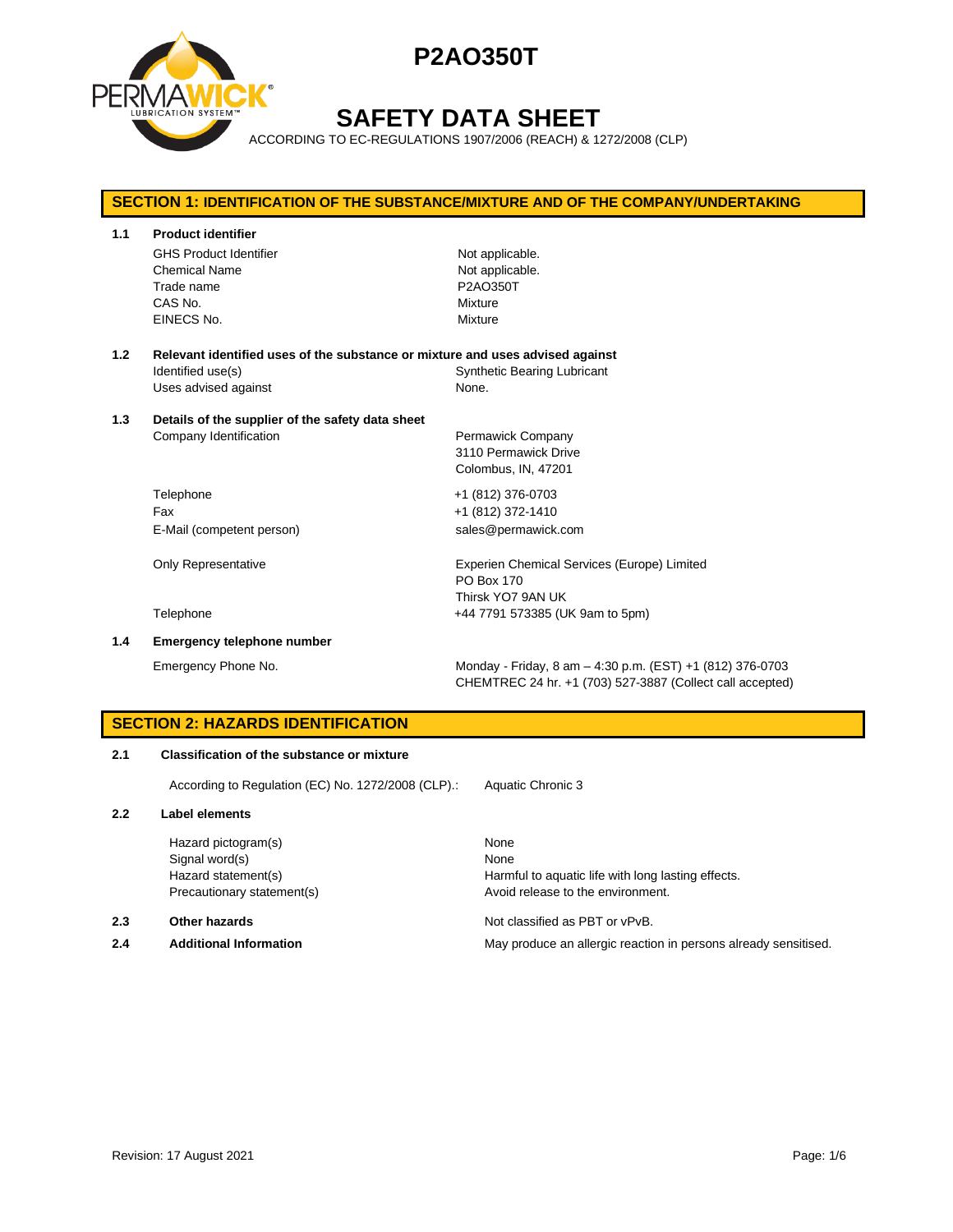# P2AO350T

# SAFETY DATA SHEET

ACCORDING TO EC-REGULATIONS 1907/2006 (REACH) & 1272/2008 (CLP)

## SECTION 1: IDENTIFICATION OF THE SUBSTANCE/MIXTURE AND OF THE COMPANY/UNDERTAKING

**1.1 Product identifier**

| | |
|---|---|
| GHS Product Identifier | Not applicable. |
| Chemical Name | Not applicable. |
| Trade name | P2AO350T |
| CAS No. | Mixture |
| EINECS No. | Mixture |

**1.2 Relevant identified uses of the substance or mixture and uses advised against**

| | |
|---|---|
| Identified use(s) | Synthetic Bearing Lubricant |
| Uses advised against | None. |

**1.3 Details of the supplier of the safety data sheet**

| | |
|---|---|
| Company Identification | Permawick Company<br>3110 Permawick Drive<br>Colombus, IN, 47201 |
| Telephone | +1 (812) 376-0703 |
| Fax | +1 (812) 372-1410 |
| E-Mail (competent person) | sales@permawick.com |
| Only Representative | Experien Chemical Services (Europe) Limited<br>PO Box 170<br>Thirsk YO7 9AN UK |
| Telephone | +44 7791 573385 (UK 9am to 5pm) |

**1.4 Emergency telephone number**

| | |
|---|---|
| Emergency Phone No. | Monday - Friday, 8 am – 4:30 p.m. (EST) +1 (812) 376-0703<br>CHEMTREC 24 hr. +1 (703) 527-3887 (Collect call accepted) |

## SECTION 2: HAZARDS IDENTIFICATION

**2.1 Classification of the substance or mixture**

| | |
|---|---|
| According to Regulation (EC) No. 1272/2008 (CLP).: | Aquatic Chronic 3 |

**2.2 Label elements**

| | |
|---|---|
| Hazard pictogram(s) | None |
| Signal word(s) | None |
| Hazard statement(s) | Harmful to aquatic life with long lasting effects. |
| Precautionary statement(s) | Avoid release to the environment. |

**2.3 Other hazards** — Not classified as PBT or vPvB.

**2.4 Additional Information** — May produce an allergic reaction in persons already sensitised.

Revision: 17 August 2021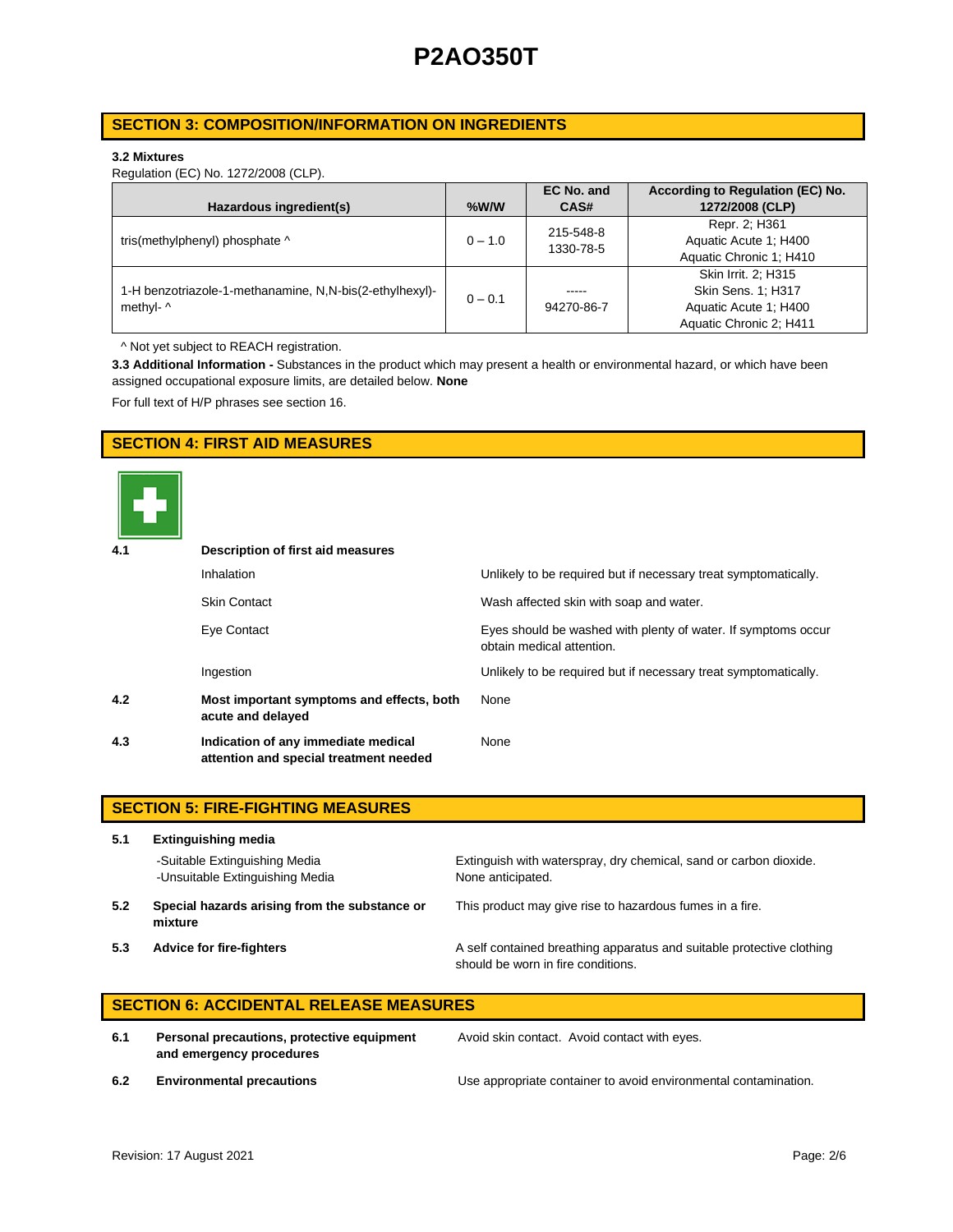## SECTION 3: COMPOSITION/INFORMATION ON INGREDIENTS

**3.2 Mixtures**

Regulation (EC) No. 1272/2008 (CLP).

| Hazardous ingredient(s) | %W/W | EC No. and CAS# | According to Regulation (EC) No. 1272/2008 (CLP) |
|---|---|---|---|
| tris(methylphenyl) phosphate ^ | 0 – 1.0 | 215-548-8<br>1330-78-5 | Repr. 2; H361<br>Aquatic Acute 1; H400<br>Aquatic Chronic 1; H410 |
| 1-H benzotriazole-1-methanamine, N,N-bis(2-ethylhexyl)-methyl- ^ | 0 – 0.1 | -----<br>94270-86-7 | Skin Irrit. 2; H315<br>Skin Sens. 1; H317<br>Aquatic Acute 1; H400<br>Aquatic Chronic 2; H411 |

^ Not yet subject to REACH registration.

**3.3 Additional Information -** Substances in the product which may present a health or environmental hazard, or which have been assigned occupational exposure limits, are detailed below. **None**

For full text of H/P phrases see section 16.

## SECTION 4: FIRST AID MEASURES

**4.1 Description of first aid measures**

| | |
|---|---|
| Inhalation | Unlikely to be required but if necessary treat symptomatically. |
| Skin Contact | Wash affected skin with soap and water. |
| Eye Contact | Eyes should be washed with plenty of water. If symptoms occur obtain medical attention. |
| Ingestion | Unlikely to be required but if necessary treat symptomatically. |

**4.2 Most important symptoms and effects, both acute and delayed** — None

**4.3 Indication of any immediate medical attention and special treatment needed** — None

## SECTION 5: FIRE-FIGHTING MEASURES

**5.1 Extinguishing media**

-Suitable Extinguishing Media — Extinguish with waterspray, dry chemical, sand or carbon dioxide.

-Unsuitable Extinguishing Media — None anticipated.

**5.2 Special hazards arising from the substance or mixture** — This product may give rise to hazardous fumes in a fire.

**5.3 Advice for fire-fighters** — A self contained breathing apparatus and suitable protective clothing should be worn in fire conditions.

## SECTION 6: ACCIDENTAL RELEASE MEASURES

**6.1 Personal precautions, protective equipment and emergency procedures** — Avoid skin contact. Avoid contact with eyes.

**6.2 Environmental precautions** — Use appropriate container to avoid environmental contamination.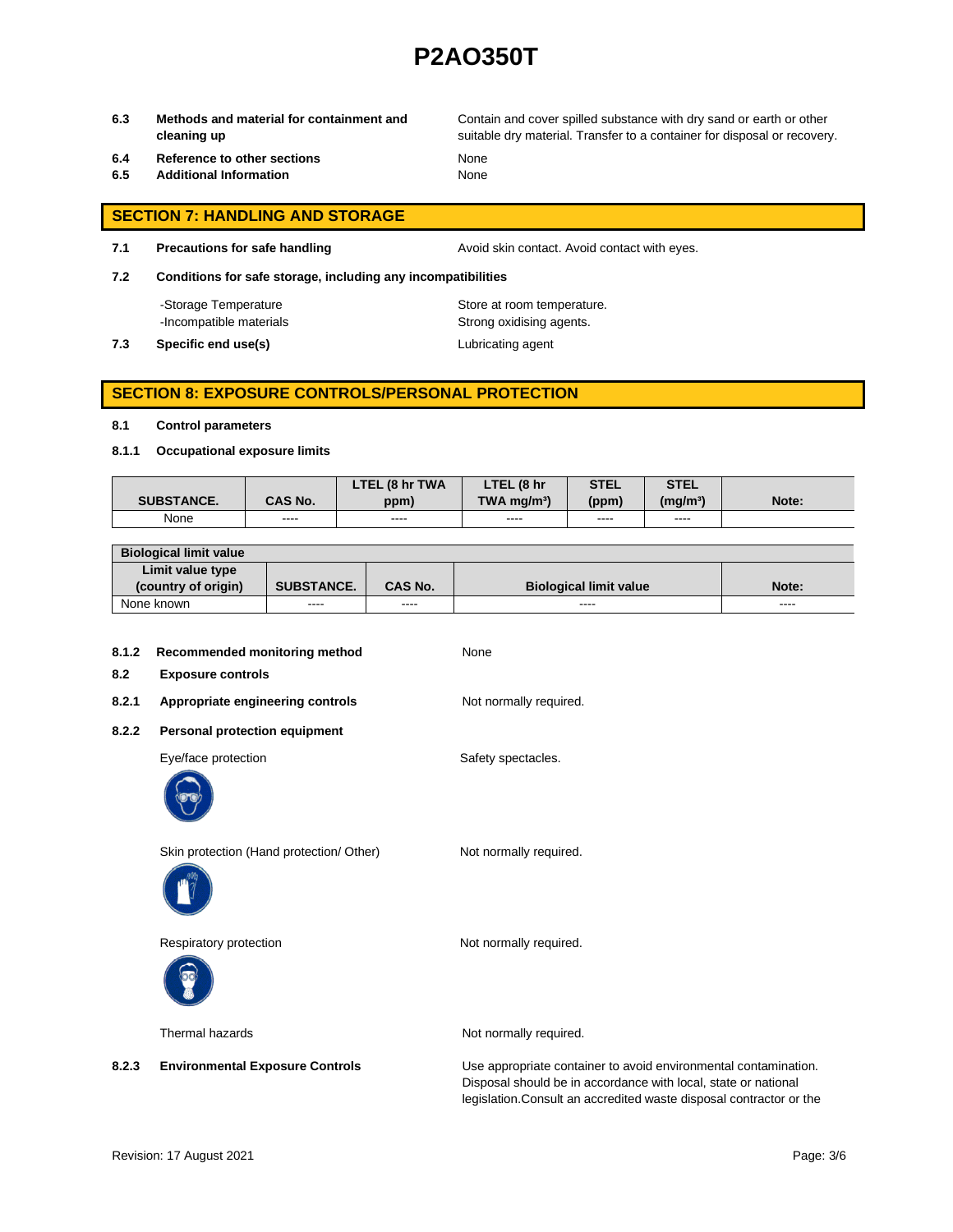| | | |
|---|---|---|
| **6.3** | **Methods and material for containment and cleaning up** | Contain and cover spilled substance with dry sand or earth or other suitable dry material. Transfer to a container for disposal or recovery. |
| **6.4** | **Reference to other sections** | None |
| **6.5** | **Additional Information** | None |

## SECTION 7: HANDLING AND STORAGE

| | | |
|---|---|---|
| **7.1** | **Precautions for safe handling** | Avoid skin contact. Avoid contact with eyes. |
| **7.2** | **Conditions for safe storage, including any incompatibilities** | |
| | -Storage Temperature | Store at room temperature. |
| | -Incompatible materials | Strong oxidising agents. |
| **7.3** | **Specific end use(s)** | Lubricating agent |

## SECTION 8: EXPOSURE CONTROLS/PERSONAL PROTECTION

**8.1 Control parameters**

**8.1.1 Occupational exposure limits**

| SUBSTANCE. | CAS No. | LTEL (8 hr TWA ppm) | LTEL (8 hr TWA mg/m³) | STEL (ppm) | STEL (mg/m³) | Note: |
|---|---|---|---|---|---|---|
| None | ---- | ---- | ---- | ---- | ---- | |

| Biological limit value | | | | |
|---|---|---|---|---|
| **Limit value type (country of origin)** | **SUBSTANCE.** | **CAS No.** | **Biological limit value** | **Note:** |
| None known | ---- | ---- | ---- | ---- |

| | | |
|---|---|---|
| **8.1.2** | **Recommended monitoring method** | None |
| **8.2** | **Exposure controls** | |
| **8.2.1** | **Appropriate engineering controls** | Not normally required. |
| **8.2.2** | **Personal protection equipment** | |
| | Eye/face protection | Safety spectacles. |
| | Skin protection (Hand protection/ Other) | Not normally required. |
| | Respiratory protection | Not normally required. |
| | Thermal hazards | Not normally required. |
| **8.2.3** | **Environmental Exposure Controls** | Use appropriate container to avoid environmental contamination. Disposal should be in accordance with local, state or national legislation.Consult an accredited waste disposal contractor or the |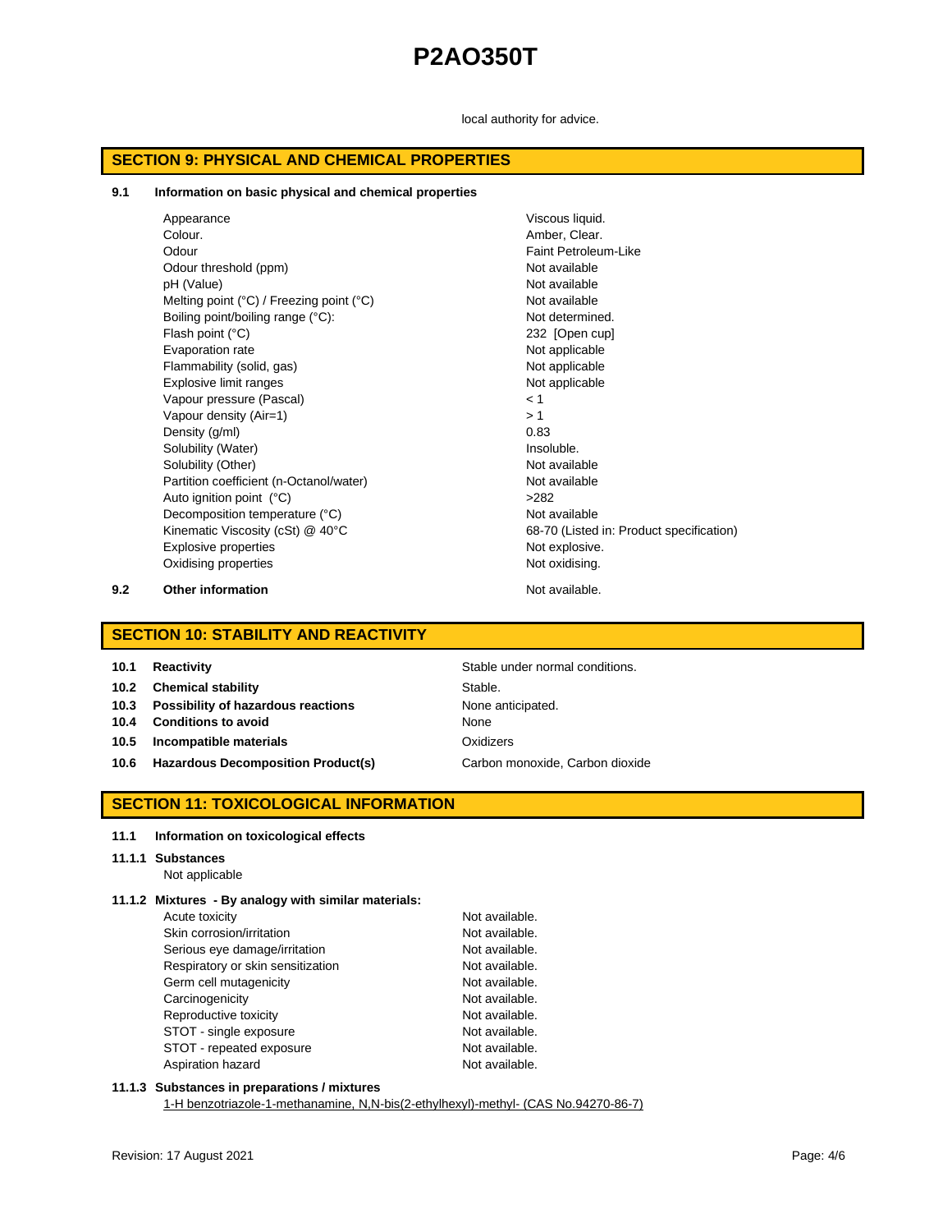local authority for advice.

## SECTION 9: PHYSICAL AND CHEMICAL PROPERTIES

### 9.1 Information on basic physical and chemical properties

| | |
|---|---|
| Appearance | Viscous liquid. |
| Colour. | Amber, Clear. |
| Odour | Faint Petroleum-Like |
| Odour threshold (ppm) | Not available |
| pH (Value) | Not available |
| Melting point (°C) / Freezing point (°C) | Not available |
| Boiling point/boiling range (°C): | Not determined. |
| Flash point (°C) | 232 [Open cup] |
| Evaporation rate | Not applicable |
| Flammability (solid, gas) | Not applicable |
| Explosive limit ranges | Not applicable |
| Vapour pressure (Pascal) | < 1 |
| Vapour density (Air=1) | > 1 |
| Density (g/ml) | 0.83 |
| Solubility (Water) | Insoluble. |
| Solubility (Other) | Not available |
| Partition coefficient (n-Octanol/water) | Not available |
| Auto ignition point (°C) | >282 |
| Decomposition temperature (°C) | Not available |
| Kinematic Viscosity (cSt) @ 40°C | 68-70 (Listed in: Product specification) |
| Explosive properties | Not explosive. |
| Oxidising properties | Not oxidising. |

### 9.2 Other information

Not available.

## SECTION 10: STABILITY AND REACTIVITY

| | | |
|---|---|---|
| 10.1 | **Reactivity** | Stable under normal conditions. |
| 10.2 | **Chemical stability** | Stable. |
| 10.3 | **Possibility of hazardous reactions** | None anticipated. |
| 10.4 | **Conditions to avoid** | None |
| 10.5 | **Incompatible materials** | Oxidizers |
| 10.6 | **Hazardous Decomposition Product(s)** | Carbon monoxide, Carbon dioxide |

## SECTION 11: TOXICOLOGICAL INFORMATION

### 11.1 Information on toxicological effects

#### 11.1.1 Substances

Not applicable

#### 11.1.2 Mixtures - By analogy with similar materials:

| | |
|---|---|
| Acute toxicity | Not available. |
| Skin corrosion/irritation | Not available. |
| Serious eye damage/irritation | Not available. |
| Respiratory or skin sensitization | Not available. |
| Germ cell mutagenicity | Not available. |
| Carcinogenicity | Not available. |
| Reproductive toxicity | Not available. |
| STOT - single exposure | Not available. |
| STOT - repeated exposure | Not available. |
| Aspiration hazard | Not available. |

#### 11.1.3 Substances in preparations / mixtures

1-H benzotriazole-1-methanamine, N,N-bis(2-ethylhexyl)-methyl- (CAS No.94270-86-7)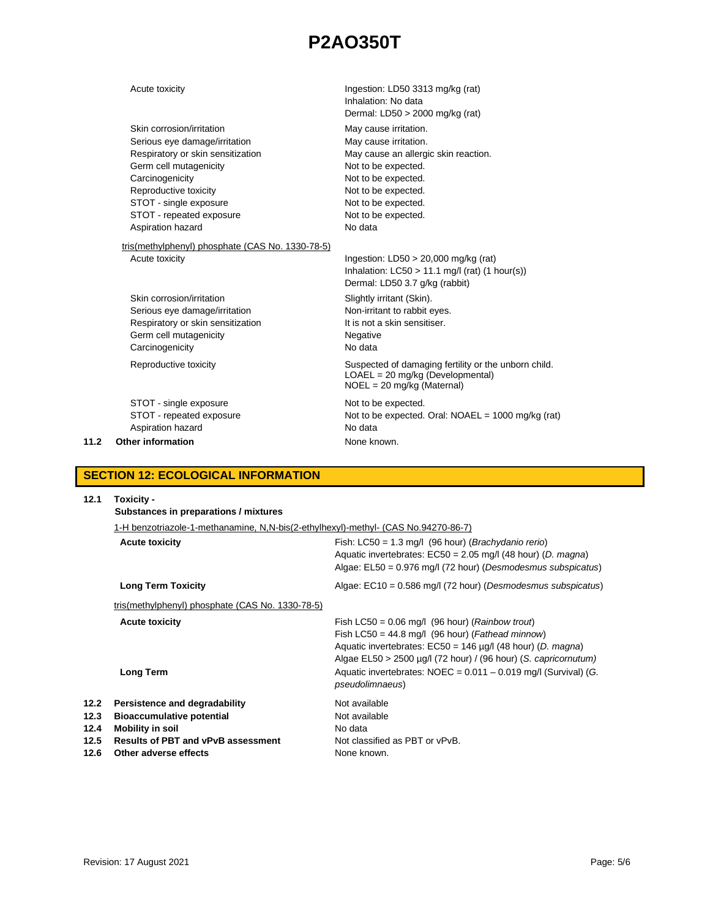| | |
|---|---|
| Acute toxicity | Ingestion: LD50 3313 mg/kg (rat)<br>Inhalation: No data<br>Dermal: LD50 > 2000 mg/kg (rat) |
| Skin corrosion/irritation | May cause irritation. |
| Serious eye damage/irritation | May cause irritation. |
| Respiratory or skin sensitization | May cause an allergic skin reaction. |
| Germ cell mutagenicity | Not to be expected. |
| Carcinogenicity | Not to be expected. |
| Reproductive toxicity | Not to be expected. |
| STOT - single exposure | Not to be expected. |
| STOT - repeated exposure | Not to be expected. |
| Aspiration hazard | No data |

tris(methylphenyl) phosphate (CAS No. 1330-78-5)

| | |
|---|---|
| Acute toxicity | Ingestion: LD50 > 20,000 mg/kg (rat)<br>Inhalation: LC50 > 11.1 mg/l (rat) (1 hour(s))<br>Dermal: LD50 3.7 g/kg (rabbit) |
| Skin corrosion/irritation | Slightly irritant (Skin). |
| Serious eye damage/irritation | Non-irritant to rabbit eyes. |
| Respiratory or skin sensitization | It is not a skin sensitiser. |
| Germ cell mutagenicity | Negative |
| Carcinogenicity | No data |
| Reproductive toxicity | Suspected of damaging fertility or the unborn child.<br>LOAEL = 20 mg/kg (Developmental)<br>NOEL = 20 mg/kg (Maternal) |
| STOT - single exposure | Not to be expected. |
| STOT - repeated exposure | Not to be expected. Oral: NOAEL = 1000 mg/kg (rat) |
| Aspiration hazard | No data |

**11.2 Other information** None known.

## SECTION 12: ECOLOGICAL INFORMATION

**12.1 Toxicity -**
**Substances in preparations / mixtures**

1-H benzotriazole-1-methanamine, N,N-bis(2-ethylhexyl)-methyl- (CAS No.94270-86-7)

| | |
|---|---|
| **Acute toxicity** | Fish: LC50 = 1.3 mg/l (96 hour) (*Brachydanio rerio*)<br>Aquatic invertebrates: EC50 = 2.05 mg/l (48 hour) (*D. magna*)<br>Algae: EL50 = 0.976 mg/l (72 hour) (*Desmodesmus subspicatus*) |
| **Long Term Toxicity** | Algae: EC10 = 0.586 mg/l (72 hour) (*Desmodesmus subspicatus*) |

tris(methylphenyl) phosphate (CAS No. 1330-78-5)

| | |
|---|---|
| **Acute toxicity** | Fish LC50 = 0.06 mg/l (96 hour) (*Rainbow trout*)<br>Fish LC50 = 44.8 mg/l (96 hour) (*Fathead minnow*)<br>Aquatic invertebrates: EC50 = 146 µg/l (48 hour) (*D. magna*)<br>Algae EL50 > 2500 µg/l (72 hour) / (96 hour) (*S. capricornutum)* |
| **Long Term** | Aquatic invertebrates: NOEC = 0.011 – 0.019 mg/l (Survival) (*G. pseudolimnaeus*) |

| | | |
|---|---|---|
| **12.2** | **Persistence and degradability** | Not available |
| **12.3** | **Bioaccumulative potential** | Not available |
| **12.4** | **Mobility in soil** | No data |
| **12.5** | **Results of PBT and vPvB assessment** | Not classified as PBT or vPvB. |
| **12.6** | **Other adverse effects** | None known. |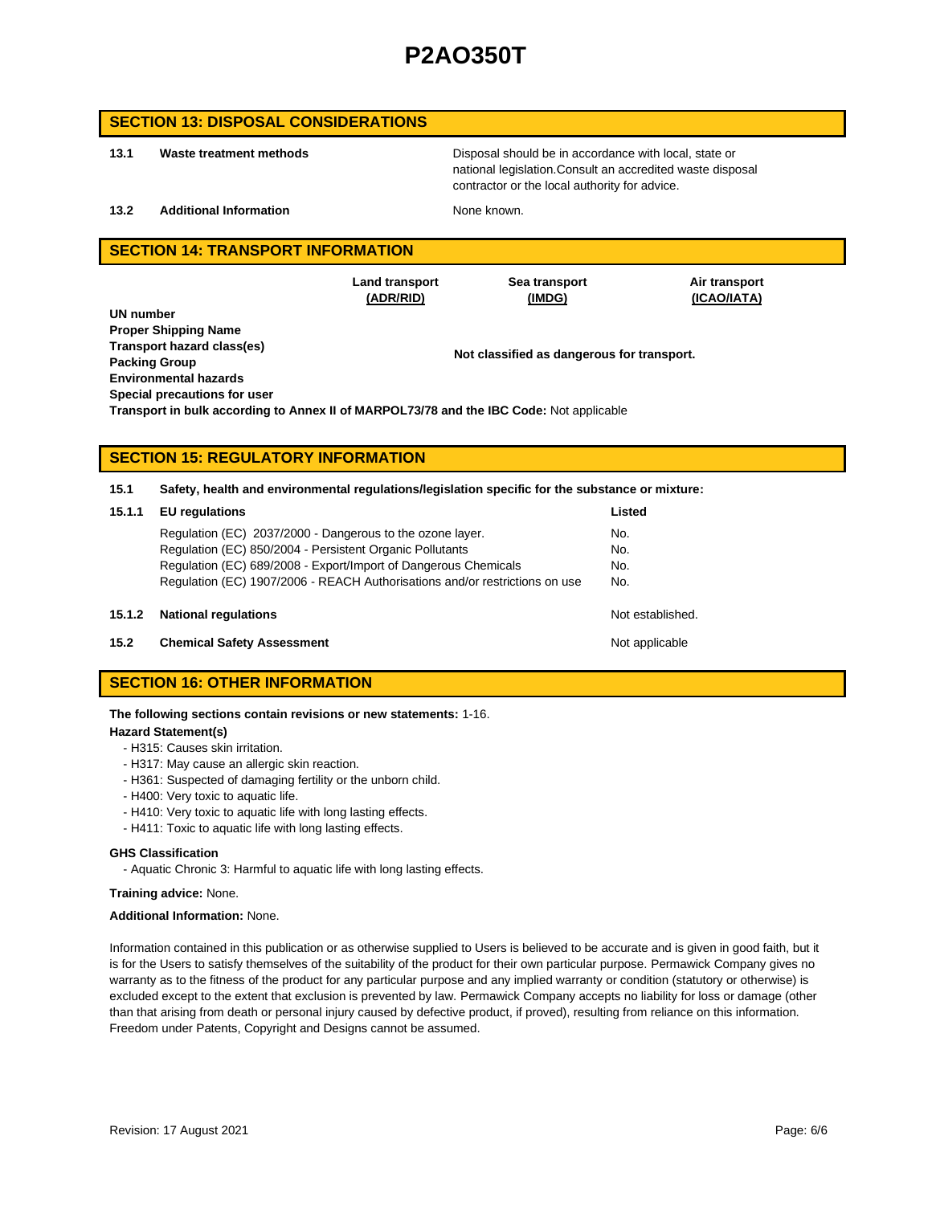# P2AO350T

## SECTION 13: DISPOSAL CONSIDERATIONS

| | | |
|---|---|---|
| **13.1** | **Waste treatment methods** | Disposal should be in accordance with local, state or national legislation.Consult an accredited waste disposal contractor or the local authority for advice. |
| **13.2** | **Additional Information** | None known. |

## SECTION 14: TRANSPORT INFORMATION

| | Land transport (ADR/RID) | Sea transport (IMDG) | Air transport (ICAO/IATA) |
|---|---|---|---|
| **UN number** | | | |
| **Proper Shipping Name** | | | |
| **Transport hazard class(es)** | | Not classified as dangerous for transport. | |
| **Packing Group** | | | |
| **Environmental hazards** | | | |
| **Special precautions for user** | | | |

**Transport in bulk according to Annex II of MARPOL73/78 and the IBC Code:** Not applicable

## SECTION 15: REGULATORY INFORMATION

**15.1 Safety, health and environmental regulations/legislation specific for the substance or mixture:**

| | | |
|---|---|---|
| **15.1.1** | **EU regulations** | **Listed** |
| | Regulation (EC) 2037/2000 - Dangerous to the ozone layer. | No. |
| | Regulation (EC) 850/2004 - Persistent Organic Pollutants | No. |
| | Regulation (EC) 689/2008 - Export/Import of Dangerous Chemicals | No. |
| | Regulation (EC) 1907/2006 - REACH Authorisations and/or restrictions on use | No. |
| **15.1.2** | **National regulations** | Not established. |
| **15.2** | **Chemical Safety Assessment** | Not applicable |

## SECTION 16: OTHER INFORMATION

**The following sections contain revisions or new statements:** 1-16.

**Hazard Statement(s)**

- H315: Causes skin irritation.
- H317: May cause an allergic skin reaction.
- H361: Suspected of damaging fertility or the unborn child.
- H400: Very toxic to aquatic life.
- H410: Very toxic to aquatic life with long lasting effects.
- H411: Toxic to aquatic life with long lasting effects.

**GHS Classification**

- Aquatic Chronic 3: Harmful to aquatic life with long lasting effects.

**Training advice:** None.

**Additional Information:** None.

Information contained in this publication or as otherwise supplied to Users is believed to be accurate and is given in good faith, but it is for the Users to satisfy themselves of the suitability of the product for their own particular purpose. Permawick Company gives no warranty as to the fitness of the product for any particular purpose and any implied warranty or condition (statutory or otherwise) is excluded except to the extent that exclusion is prevented by law. Permawick Company accepts no liability for loss or damage (other than that arising from death or personal injury caused by defective product, if proved), resulting from reliance on this information. Freedom under Patents, Copyright and Designs cannot be assumed.

Revision: 17 August 2021